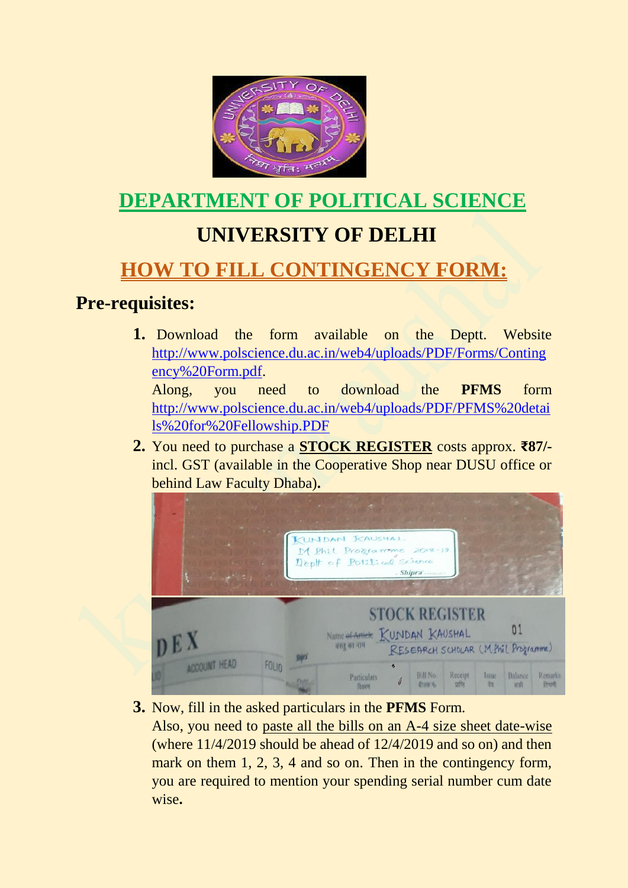# DEPARTMENT OF POLITICAL SCIENCE

# UNIVERSITY OF DELHI

## HOW TO FILL CONTINGENCY FORM:

### Pre-requisites:

1. Download the form available on the Deptt. Website http://www.polscience.du.ac.in/web4/uploads/PDF/Forms/Contingency%20Form.pdf.
   Along, you need to download the **PFMS** form http://www.polscience.du.ac.in/web4/uploads/PDF/PFMS%20details%20for%20Fellowship.PDF
2. You need to purchase a **STOCK REGISTER** costs approx. **₹87/-** incl. GST (available in the Cooperative Shop near DUSU office or behind Law Faculty Dhaba)**.**
3. Now, fill in the asked particulars in the **PFMS** Form.
   Also, you need to paste all the bills on an A-4 size sheet date-wise (where 11/4/2019 should be ahead of 12/4/2019 and so on) and then mark on them 1, 2, 3, 4 and so on. Then in the contingency form, you are required to mention your spending serial number cum date wise**.**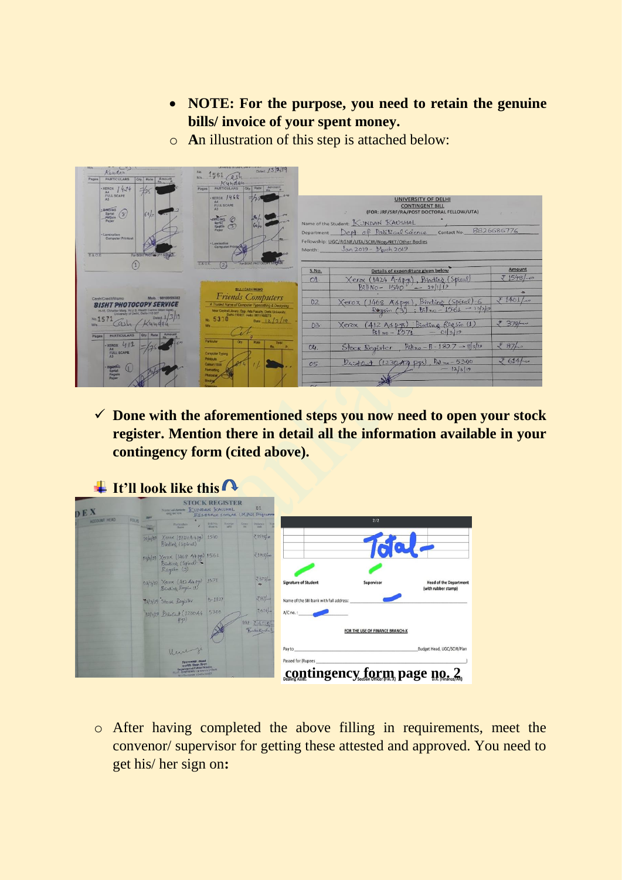- **NOTE: For the purpose, you need to retain the genuine bills/ invoice of your spent money.**
  - **A**n illustration of this step is attached below:

✓ **Done with the aforementioned steps you now need to open your stock register. Mention there in detail all the information available in your contingency form (cited above).**

**It'll look like this**

**contingency form page no. 2**

- After having completed the above filling in requirements, meet the convenor/ supervisor for getting these attested and approved. You need to get his/ her sign on**:**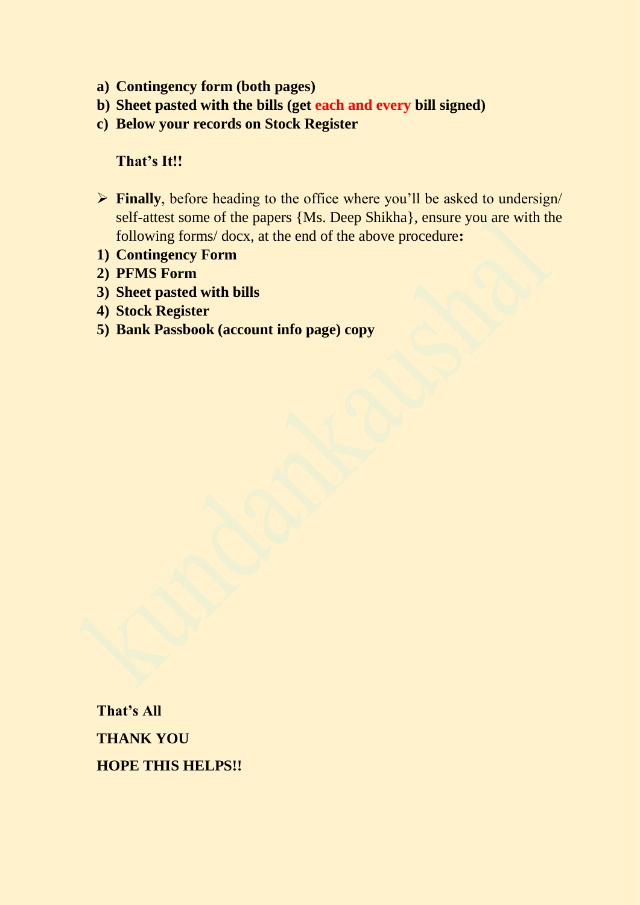a) **Contingency form (both pages)**
b) **Sheet pasted with the bills (get each and every bill signed)**
c) **Below your records on Stock Register**

**That's It!!**

- **Finally**, before heading to the office where you'll be asked to undersign/ self-attest some of the papers {Ms. Deep Shikha}, ensure you are with the following forms/ docx, at the end of the above procedure**:**

1) **Contingency Form**
2) **PFMS Form**
3) **Sheet pasted with bills**
4) **Stock Register**
5) **Bank Passbook (account info page) copy**

**That's All**

**THANK YOU**

**HOPE THIS HELPS!!**